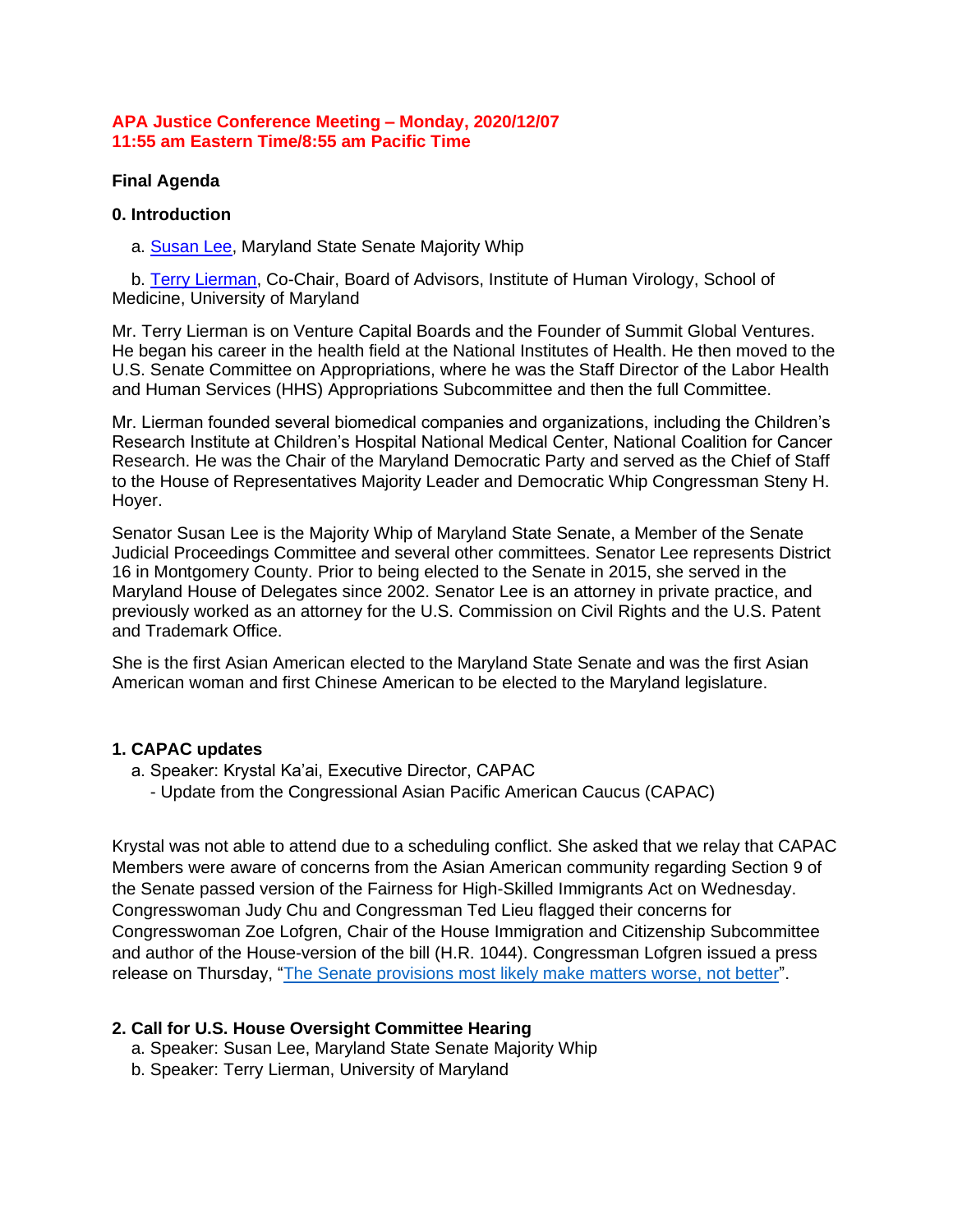**APA Justice Conference Meeting – Monday, 2020/12/07**
**11:55 am Eastern Time/8:55 am Pacific Time**

**Final Agenda**

**0. Introduction**

a. Susan Lee, Maryland State Senate Majority Whip

b. Terry Lierman, Co-Chair, Board of Advisors, Institute of Human Virology, School of Medicine, University of Maryland

Mr. Terry Lierman is on Venture Capital Boards and the Founder of Summit Global Ventures. He began his career in the health field at the National Institutes of Health. He then moved to the U.S. Senate Committee on Appropriations, where he was the Staff Director of the Labor Health and Human Services (HHS) Appropriations Subcommittee and then the full Committee.

Mr. Lierman founded several biomedical companies and organizations, including the Children's Research Institute at Children's Hospital National Medical Center, National Coalition for Cancer Research. He was the Chair of the Maryland Democratic Party and served as the Chief of Staff to the House of Representatives Majority Leader and Democratic Whip Congressman Steny H. Hoyer.

Senator Susan Lee is the Majority Whip of Maryland State Senate, a Member of the Senate Judicial Proceedings Committee and several other committees. Senator Lee represents District 16 in Montgomery County. Prior to being elected to the Senate in 2015, she served in the Maryland House of Delegates since 2002. Senator Lee is an attorney in private practice, and previously worked as an attorney for the U.S. Commission on Civil Rights and the U.S. Patent and Trademark Office.

She is the first Asian American elected to the Maryland State Senate and was the first Asian American woman and first Chinese American to be elected to the Maryland legislature.

**1. CAPAC updates**

a. Speaker: Krystal Ka'ai, Executive Director, CAPAC
   - Update from the Congressional Asian Pacific American Caucus (CAPAC)

Krystal was not able to attend due to a scheduling conflict. She asked that we relay that CAPAC Members were aware of concerns from the Asian American community regarding Section 9 of the Senate passed version of the Fairness for High-Skilled Immigrants Act on Wednesday. Congresswoman Judy Chu and Congressman Ted Lieu flagged their concerns for Congresswoman Zoe Lofgren, Chair of the House Immigration and Citizenship Subcommittee and author of the House-version of the bill (H.R. 1044). Congressman Lofgren issued a press release on Thursday, "The Senate provisions most likely make matters worse, not better".

**2. Call for U.S. House Oversight Committee Hearing**

a. Speaker: Susan Lee, Maryland State Senate Majority Whip

b. Speaker: Terry Lierman, University of Maryland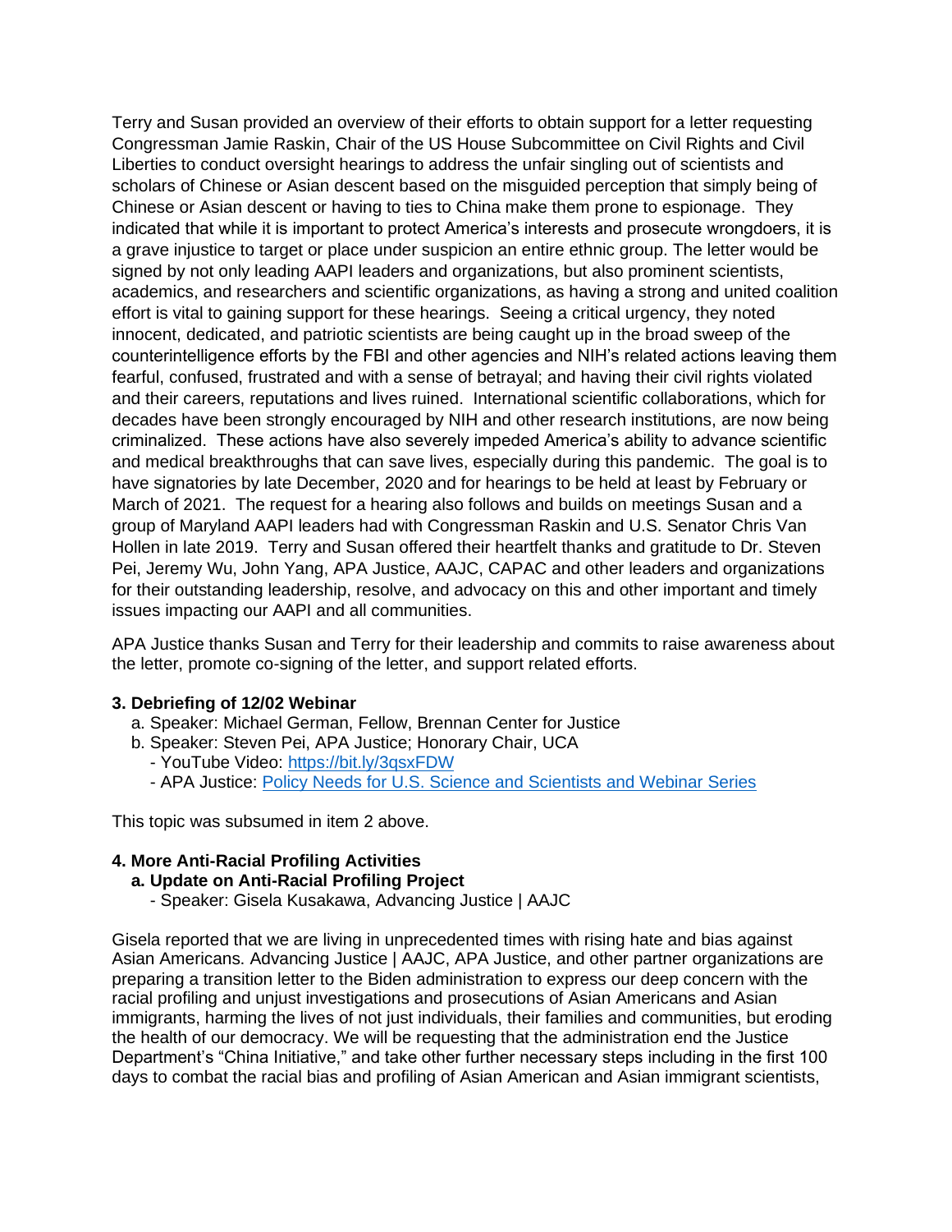Terry and Susan provided an overview of their efforts to obtain support for a letter requesting Congressman Jamie Raskin, Chair of the US House Subcommittee on Civil Rights and Civil Liberties to conduct oversight hearings to address the unfair singling out of scientists and scholars of Chinese or Asian descent based on the misguided perception that simply being of Chinese or Asian descent or having to ties to China make them prone to espionage. They indicated that while it is important to protect America's interests and prosecute wrongdoers, it is a grave injustice to target or place under suspicion an entire ethnic group. The letter would be signed by not only leading AAPI leaders and organizations, but also prominent scientists, academics, and researchers and scientific organizations, as having a strong and united coalition effort is vital to gaining support for these hearings. Seeing a critical urgency, they noted innocent, dedicated, and patriotic scientists are being caught up in the broad sweep of the counterintelligence efforts by the FBI and other agencies and NIH's related actions leaving them fearful, confused, frustrated and with a sense of betrayal; and having their civil rights violated and their careers, reputations and lives ruined. International scientific collaborations, which for decades have been strongly encouraged by NIH and other research institutions, are now being criminalized. These actions have also severely impeded America's ability to advance scientific and medical breakthroughs that can save lives, especially during this pandemic. The goal is to have signatories by late December, 2020 and for hearings to be held at least by February or March of 2021. The request for a hearing also follows and builds on meetings Susan and a group of Maryland AAPI leaders had with Congressman Raskin and U.S. Senator Chris Van Hollen in late 2019. Terry and Susan offered their heartfelt thanks and gratitude to Dr. Steven Pei, Jeremy Wu, John Yang, APA Justice, AAJC, CAPAC and other leaders and organizations for their outstanding leadership, resolve, and advocacy on this and other important and timely issues impacting our AAPI and all communities.

APA Justice thanks Susan and Terry for their leadership and commits to raise awareness about the letter, promote co-signing of the letter, and support related efforts.

**3. Debriefing of 12/02 Webinar**

a. Speaker: Michael German, Fellow, Brennan Center for Justice
b. Speaker: Steven Pei, APA Justice; Honorary Chair, UCA
   - YouTube Video: https://bit.ly/3qsxFDW
   - APA Justice: Policy Needs for U.S. Science and Scientists and Webinar Series

This topic was subsumed in item 2 above.

**4. More Anti-Racial Profiling Activities**

**a. Update on Anti-Racial Profiling Project**

- Speaker: Gisela Kusakawa, Advancing Justice | AAJC

Gisela reported that we are living in unprecedented times with rising hate and bias against Asian Americans. Advancing Justice | AAJC, APA Justice, and other partner organizations are preparing a transition letter to the Biden administration to express our deep concern with the racial profiling and unjust investigations and prosecutions of Asian Americans and Asian immigrants, harming the lives of not just individuals, their families and communities, but eroding the health of our democracy. We will be requesting that the administration end the Justice Department's "China Initiative," and take other further necessary steps including in the first 100 days to combat the racial bias and profiling of Asian American and Asian immigrant scientists,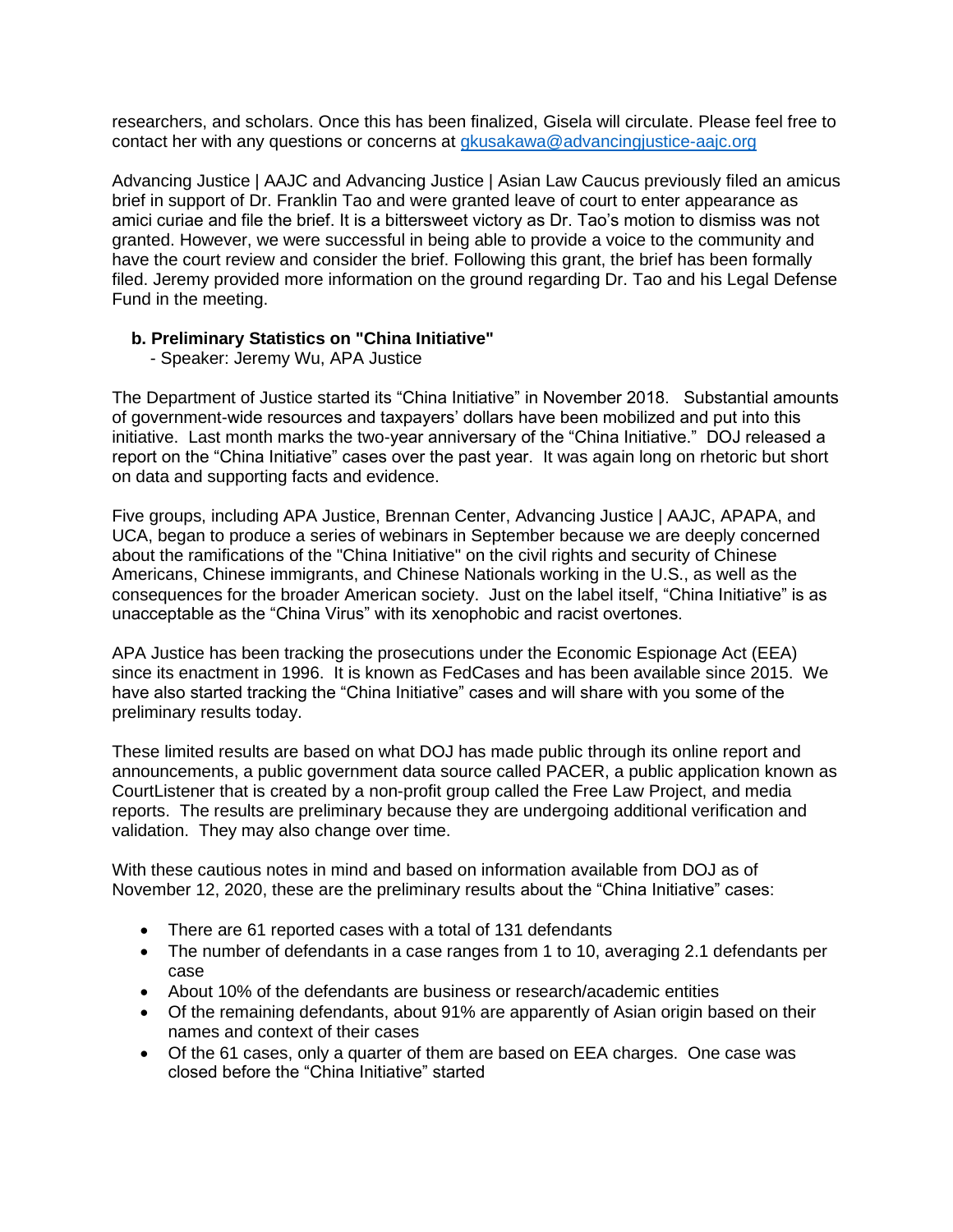researchers, and scholars. Once this has been finalized, Gisela will circulate. Please feel free to contact her with any questions or concerns at [gkusakawa@advancingjustice-aajc.org](mailto:gkusakawa@advancingjustice-aajc.org)

Advancing Justice | AAJC and Advancing Justice | Asian Law Caucus previously filed an amicus brief in support of Dr. Franklin Tao and were granted leave of court to enter appearance as amici curiae and file the brief. It is a bittersweet victory as Dr. Tao's motion to dismiss was not granted. However, we were successful in being able to provide a voice to the community and have the court review and consider the brief. Following this grant, the brief has been formally filed. Jeremy provided more information on the ground regarding Dr. Tao and his Legal Defense Fund in the meeting.

**b. Preliminary Statistics on "China Initiative"**

- Speaker: Jeremy Wu, APA Justice

The Department of Justice started its "China Initiative" in November 2018. Substantial amounts of government-wide resources and taxpayers' dollars have been mobilized and put into this initiative. Last month marks the two-year anniversary of the "China Initiative." DOJ released a report on the "China Initiative" cases over the past year. It was again long on rhetoric but short on data and supporting facts and evidence.

Five groups, including APA Justice, Brennan Center, Advancing Justice | AAJC, APAPA, and UCA, began to produce a series of webinars in September because we are deeply concerned about the ramifications of the "China Initiative" on the civil rights and security of Chinese Americans, Chinese immigrants, and Chinese Nationals working in the U.S., as well as the consequences for the broader American society. Just on the label itself, "China Initiative" is as unacceptable as the "China Virus" with its xenophobic and racist overtones.

APA Justice has been tracking the prosecutions under the Economic Espionage Act (EEA) since its enactment in 1996. It is known as FedCases and has been available since 2015. We have also started tracking the "China Initiative" cases and will share with you some of the preliminary results today.

These limited results are based on what DOJ has made public through its online report and announcements, a public government data source called PACER, a public application known as CourtListener that is created by a non-profit group called the Free Law Project, and media reports. The results are preliminary because they are undergoing additional verification and validation. They may also change over time.

With these cautious notes in mind and based on information available from DOJ as of November 12, 2020, these are the preliminary results about the "China Initiative" cases:

- There are 61 reported cases with a total of 131 defendants
- The number of defendants in a case ranges from 1 to 10, averaging 2.1 defendants per case
- About 10% of the defendants are business or research/academic entities
- Of the remaining defendants, about 91% are apparently of Asian origin based on their names and context of their cases
- Of the 61 cases, only a quarter of them are based on EEA charges. One case was closed before the "China Initiative" started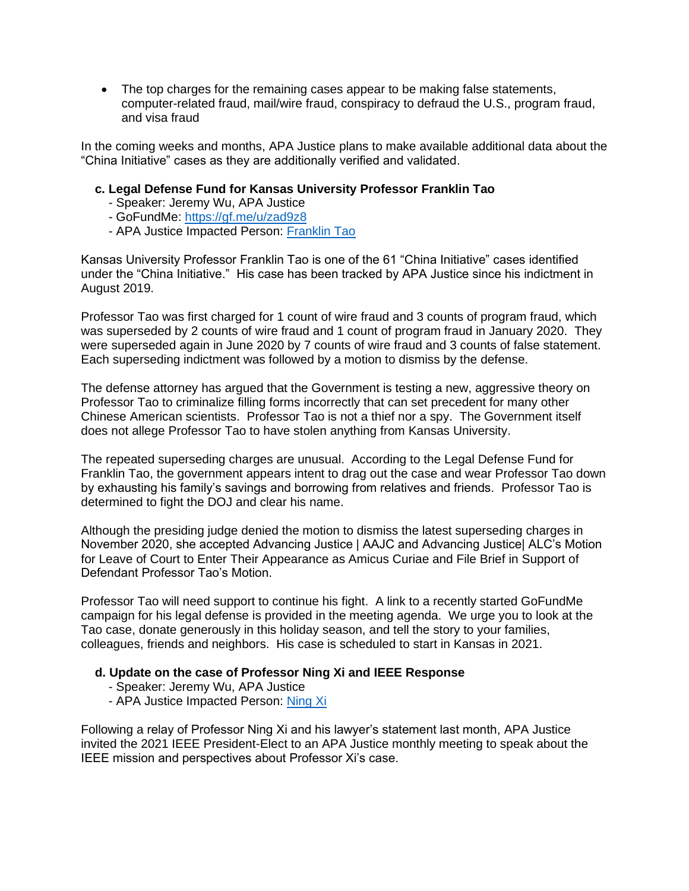- The top charges for the remaining cases appear to be making false statements, computer-related fraud, mail/wire fraud, conspiracy to defraud the U.S., program fraud, and visa fraud

In the coming weeks and months, APA Justice plans to make available additional data about the "China Initiative" cases as they are additionally verified and validated.

**c. Legal Defense Fund for Kansas University Professor Franklin Tao**

- Speaker: Jeremy Wu, APA Justice
- GoFundMe: https://gf.me/u/zad9z8
- APA Justice Impacted Person: Franklin Tao

Kansas University Professor Franklin Tao is one of the 61 "China Initiative" cases identified under the "China Initiative." His case has been tracked by APA Justice since his indictment in August 2019.

Professor Tao was first charged for 1 count of wire fraud and 3 counts of program fraud, which was superseded by 2 counts of wire fraud and 1 count of program fraud in January 2020. They were superseded again in June 2020 by 7 counts of wire fraud and 3 counts of false statement. Each superseding indictment was followed by a motion to dismiss by the defense.

The defense attorney has argued that the Government is testing a new, aggressive theory on Professor Tao to criminalize filling forms incorrectly that can set precedent for many other Chinese American scientists. Professor Tao is not a thief nor a spy. The Government itself does not allege Professor Tao to have stolen anything from Kansas University.

The repeated superseding charges are unusual. According to the Legal Defense Fund for Franklin Tao, the government appears intent to drag out the case and wear Professor Tao down by exhausting his family's savings and borrowing from relatives and friends. Professor Tao is determined to fight the DOJ and clear his name.

Although the presiding judge denied the motion to dismiss the latest superseding charges in November 2020, she accepted Advancing Justice | AAJC and Advancing Justice| ALC's Motion for Leave of Court to Enter Their Appearance as Amicus Curiae and File Brief in Support of Defendant Professor Tao's Motion.

Professor Tao will need support to continue his fight. A link to a recently started GoFundMe campaign for his legal defense is provided in the meeting agenda. We urge you to look at the Tao case, donate generously in this holiday season, and tell the story to your families, colleagues, friends and neighbors. His case is scheduled to start in Kansas in 2021.

**d. Update on the case of Professor Ning Xi and IEEE Response**

- Speaker: Jeremy Wu, APA Justice
- APA Justice Impacted Person: Ning Xi

Following a relay of Professor Ning Xi and his lawyer's statement last month, APA Justice invited the 2021 IEEE President-Elect to an APA Justice monthly meeting to speak about the IEEE mission and perspectives about Professor Xi's case.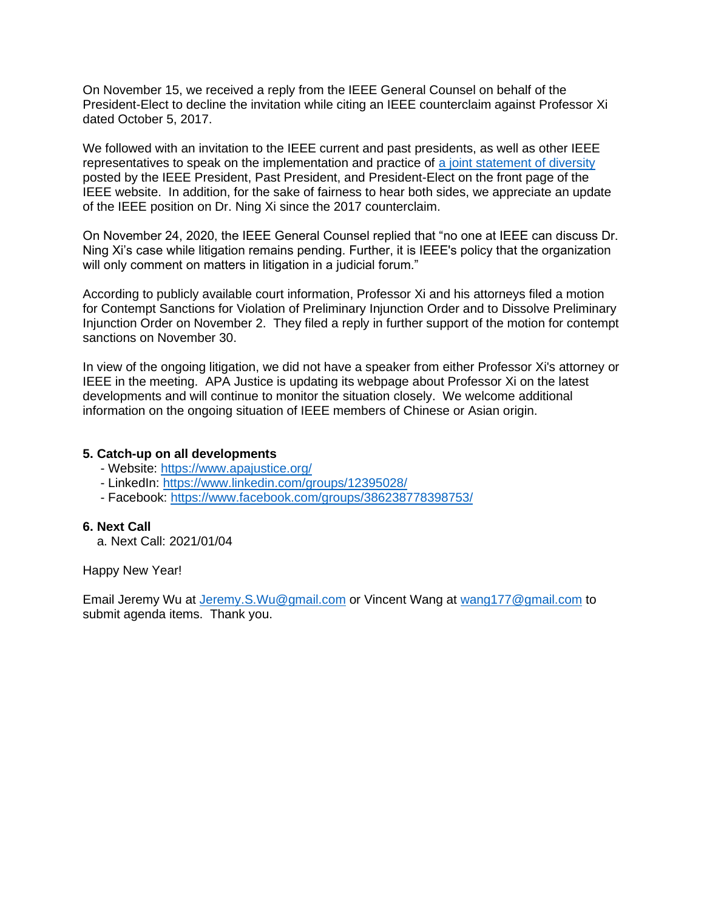On November 15, we received a reply from the IEEE General Counsel on behalf of the President-Elect to decline the invitation while citing an IEEE counterclaim against Professor Xi dated October 5, 2017.

We followed with an invitation to the IEEE current and past presidents, as well as other IEEE representatives to speak on the implementation and practice of [a joint statement of diversity](#) posted by the IEEE President, Past President, and President-Elect on the front page of the IEEE website. In addition, for the sake of fairness to hear both sides, we appreciate an update of the IEEE position on Dr. Ning Xi since the 2017 counterclaim.

On November 24, 2020, the IEEE General Counsel replied that "no one at IEEE can discuss Dr. Ning Xi's case while litigation remains pending. Further, it is IEEE's policy that the organization will only comment on matters in litigation in a judicial forum."

According to publicly available court information, Professor Xi and his attorneys filed a motion for Contempt Sanctions for Violation of Preliminary Injunction Order and to Dissolve Preliminary Injunction Order on November 2. They filed a reply in further support of the motion for contempt sanctions on November 30.

In view of the ongoing litigation, we did not have a speaker from either Professor Xi's attorney or IEEE in the meeting. APA Justice is updating its webpage about Professor Xi on the latest developments and will continue to monitor the situation closely. We welcome additional information on the ongoing situation of IEEE members of Chinese or Asian origin.

**5. Catch-up on all developments**

- Website: https://www.apajustice.org/
- LinkedIn: https://www.linkedin.com/groups/12395028/
- Facebook: https://www.facebook.com/groups/386238778398753/

**6. Next Call**

a. Next Call: 2021/01/04

Happy New Year!

Email Jeremy Wu at Jeremy.S.Wu@gmail.com or Vincent Wang at wang177@gmail.com to submit agenda items. Thank you.